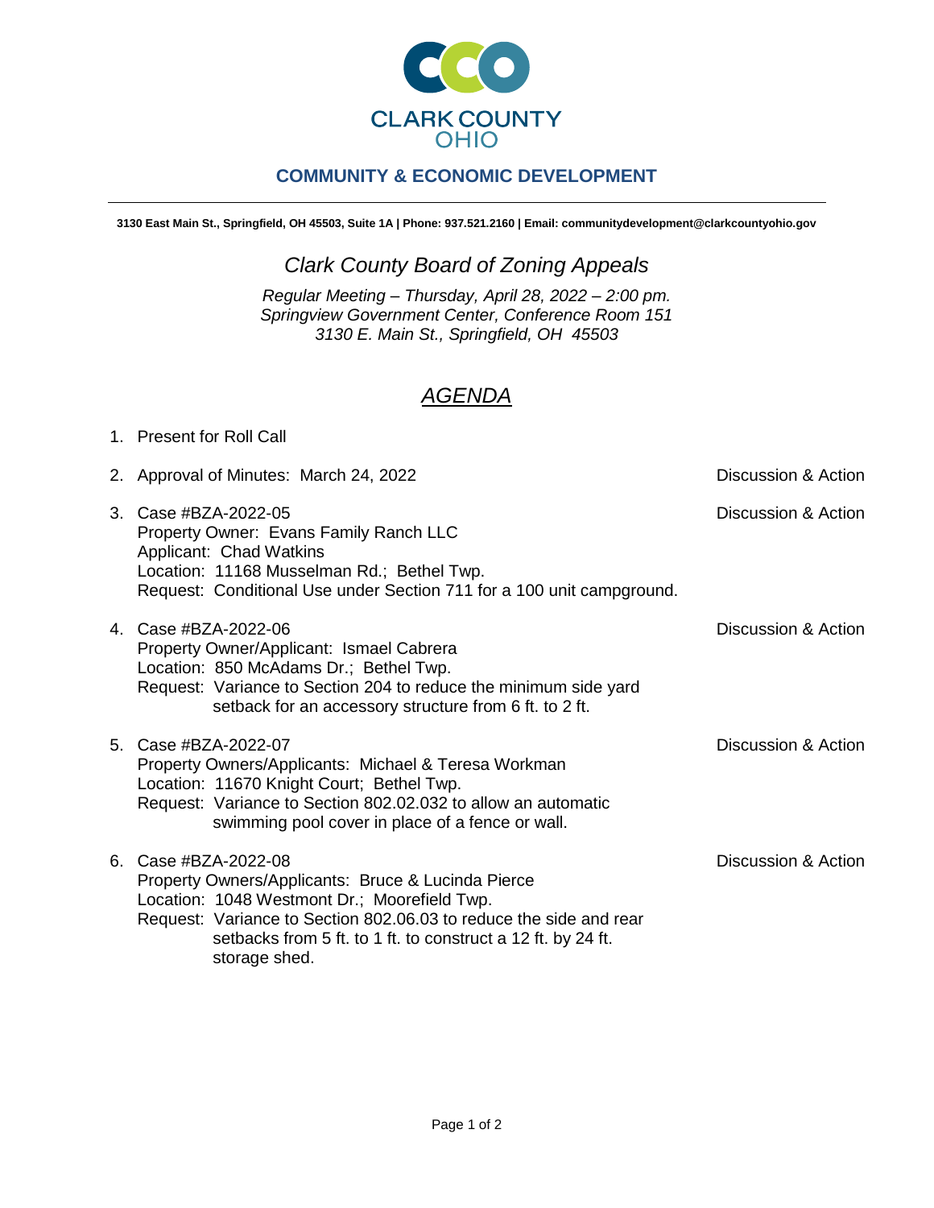**CLARK COUNTY**
**OHIO**

## COMMUNITY & ECONOMIC DEVELOPMENT

**3130 East Main St., Springfield, OH 45503, Suite 1A | Phone: 937.521.2160 | Email: communitydevelopment@clarkcountyohio.gov**

# *Clark County Board of Zoning Appeals*

*Regular Meeting – Thursday, April 28, 2022 – 2:00 pm.*
*Springview Government Center, Conference Room 151*
*3130 E. Main St., Springfield, OH 45503*

## *AGENDA*

1. Present for Roll Call

2. Approval of Minutes: March 24, 2022 — Discussion & Action

3. Case #BZA-2022-05 — Discussion & Action
   Property Owner: Evans Family Ranch LLC
   Applicant: Chad Watkins
   Location: 11168 Musselman Rd.; Bethel Twp.
   Request: Conditional Use under Section 711 for a 100 unit campground.

4. Case #BZA-2022-06 — Discussion & Action
   Property Owner/Applicant: Ismael Cabrera
   Location: 850 McAdams Dr.; Bethel Twp.
   Request: Variance to Section 204 to reduce the minimum side yard setback for an accessory structure from 6 ft. to 2 ft.

5. Case #BZA-2022-07 — Discussion & Action
   Property Owners/Applicants: Michael & Teresa Workman
   Location: 11670 Knight Court; Bethel Twp.
   Request: Variance to Section 802.02.032 to allow an automatic swimming pool cover in place of a fence or wall.

6. Case #BZA-2022-08 — Discussion & Action
   Property Owners/Applicants: Bruce & Lucinda Pierce
   Location: 1048 Westmont Dr.; Moorefield Twp.
   Request: Variance to Section 802.06.03 to reduce the side and rear setbacks from 5 ft. to 1 ft. to construct a 12 ft. by 24 ft. storage shed.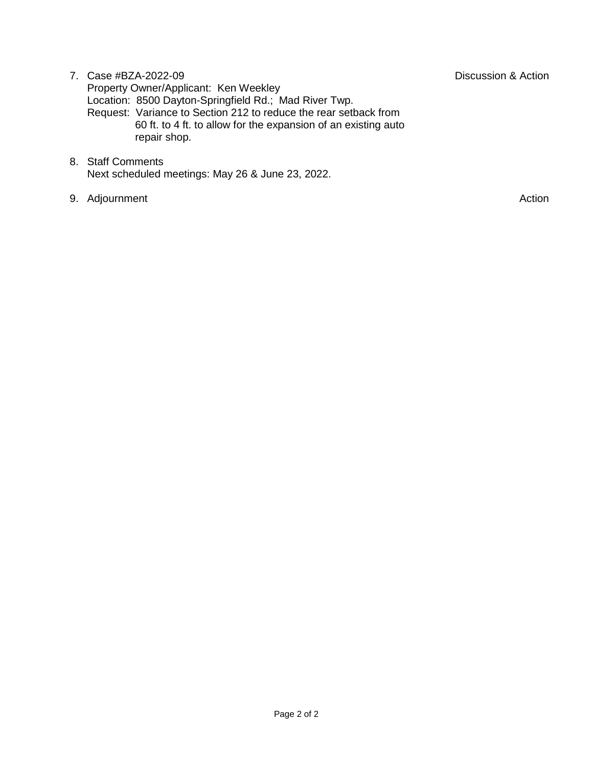7. Case #BZA-2022-09 Discussion & Action
   Property Owner/Applicant: Ken Weekley
   Location: 8500 Dayton-Springfield Rd.; Mad River Twp.
   Request: Variance to Section 212 to reduce the rear setback from 60 ft. to 4 ft. to allow for the expansion of an existing auto repair shop.

8. Staff Comments
   Next scheduled meetings: May 26 & June 23, 2022.

9. Adjournment Action